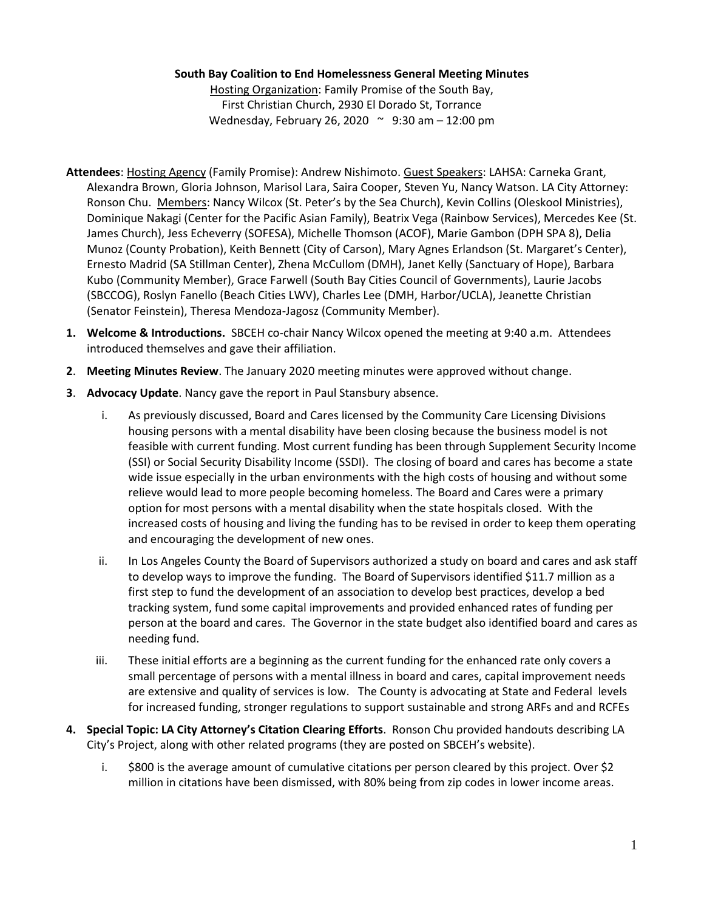**South Bay Coalition to End Homelessness General Meeting Minutes**

Hosting Organization: Family Promise of the South Bay,
First Christian Church, 2930 El Dorado St, Torrance
Wednesday, February 26, 2020 ~ 9:30 am – 12:00 pm

**Attendees**: Hosting Agency (Family Promise): Andrew Nishimoto. Guest Speakers: LAHSA: Carneka Grant, Alexandra Brown, Gloria Johnson, Marisol Lara, Saira Cooper, Steven Yu, Nancy Watson. LA City Attorney: Ronson Chu. Members: Nancy Wilcox (St. Peter's by the Sea Church), Kevin Collins (Oleskool Ministries), Dominique Nakagi (Center for the Pacific Asian Family), Beatrix Vega (Rainbow Services), Mercedes Kee (St. James Church), Jess Echeverry (SOFESA), Michelle Thomson (ACOF), Marie Gambon (DPH SPA 8), Delia Munoz (County Probation), Keith Bennett (City of Carson), Mary Agnes Erlandson (St. Margaret's Center), Ernesto Madrid (SA Stillman Center), Zhena McCullom (DMH), Janet Kelly (Sanctuary of Hope), Barbara Kubo (Community Member), Grace Farwell (South Bay Cities Council of Governments), Laurie Jacobs (SBCCOG), Roslyn Fanello (Beach Cities LWV), Charles Lee (DMH, Harbor/UCLA), Jeanette Christian (Senator Feinstein), Theresa Mendoza-Jagosz (Community Member).

1. **Welcome & Introductions.** SBCEH co-chair Nancy Wilcox opened the meeting at 9:40 a.m. Attendees introduced themselves and gave their affiliation.

2. **Meeting Minutes Review**. The January 2020 meeting minutes were approved without change.

3. **Advocacy Update**. Nancy gave the report in Paul Stansbury absence.

   i. As previously discussed, Board and Cares licensed by the Community Care Licensing Divisions housing persons with a mental disability have been closing because the business model is not feasible with current funding. Most current funding has been through Supplement Security Income (SSI) or Social Security Disability Income (SSDI). The closing of board and cares has become a state wide issue especially in the urban environments with the high costs of housing and without some relieve would lead to more people becoming homeless. The Board and Cares were a primary option for most persons with a mental disability when the state hospitals closed. With the increased costs of housing and living the funding has to be revised in order to keep them operating and encouraging the development of new ones.

   ii. In Los Angeles County the Board of Supervisors authorized a study on board and cares and ask staff to develop ways to improve the funding. The Board of Supervisors identified $11.7 million as a first step to fund the development of an association to develop best practices, develop a bed tracking system, fund some capital improvements and provided enhanced rates of funding per person at the board and cares. The Governor in the state budget also identified board and cares as needing fund.

   iii. These initial efforts are a beginning as the current funding for the enhanced rate only covers a small percentage of persons with a mental illness in board and cares, capital improvement needs are extensive and quality of services is low. The County is advocating at State and Federal levels for increased funding, stronger regulations to support sustainable and strong ARFs and and RCFEs

4. **Special Topic: LA City Attorney's Citation Clearing Efforts**. Ronson Chu provided handouts describing LA City's Project, along with other related programs (they are posted on SBCEH's website).

   i. $800 is the average amount of cumulative citations per person cleared by this project. Over $2 million in citations have been dismissed, with 80% being from zip codes in lower income areas.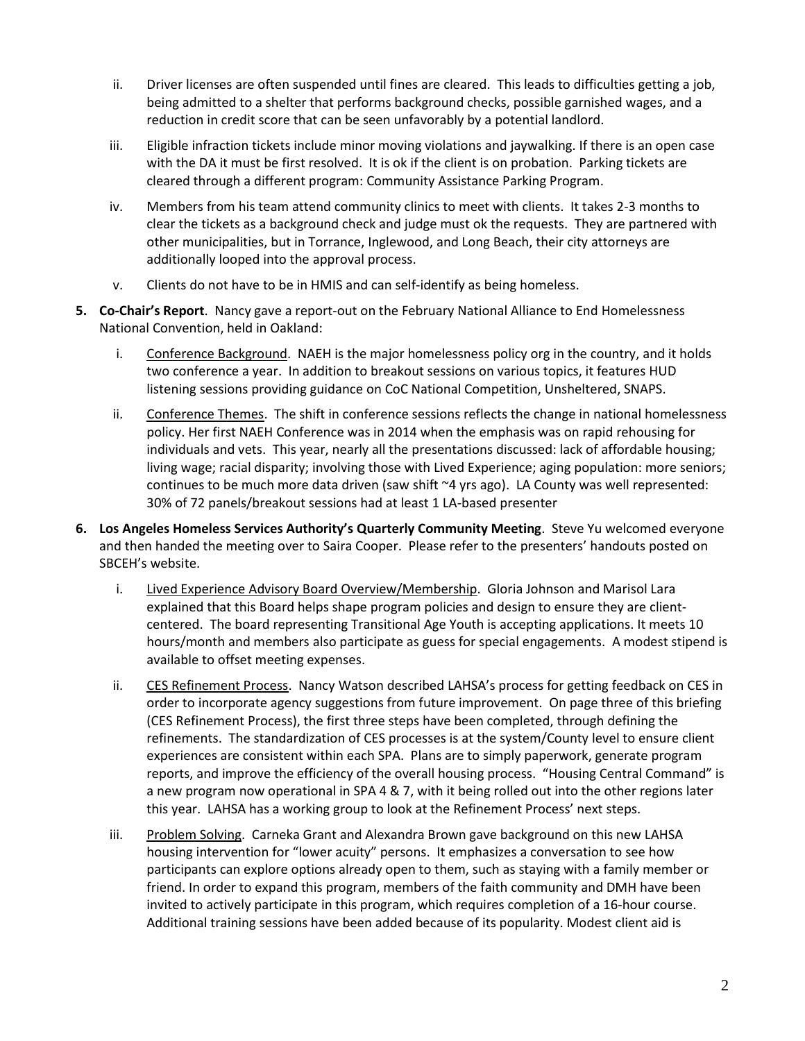ii. Driver licenses are often suspended until fines are cleared. This leads to difficulties getting a job, being admitted to a shelter that performs background checks, possible garnished wages, and a reduction in credit score that can be seen unfavorably by a potential landlord.

   iii. Eligible infraction tickets include minor moving violations and jaywalking. If there is an open case with the DA it must be first resolved. It is ok if the client is on probation. Parking tickets are cleared through a different program: Community Assistance Parking Program.

   iv. Members from his team attend community clinics to meet with clients. It takes 2-3 months to clear the tickets as a background check and judge must ok the requests. They are partnered with other municipalities, but in Torrance, Inglewood, and Long Beach, their city attorneys are additionally looped into the approval process.

   v. Clients do not have to be in HMIS and can self-identify as being homeless.

**5. Co-Chair's Report**. Nancy gave a report-out on the February National Alliance to End Homelessness National Convention, held in Oakland:

   i. Conference Background. NAEH is the major homelessness policy org in the country, and it holds two conference a year. In addition to breakout sessions on various topics, it features HUD listening sessions providing guidance on CoC National Competition, Unsheltered, SNAPS.

   ii. Conference Themes. The shift in conference sessions reflects the change in national homelessness policy. Her first NAEH Conference was in 2014 when the emphasis was on rapid rehousing for individuals and vets. This year, nearly all the presentations discussed: lack of affordable housing; living wage; racial disparity; involving those with Lived Experience; aging population: more seniors; continues to be much more data driven (saw shift ~4 yrs ago). LA County was well represented: 30% of 72 panels/breakout sessions had at least 1 LA-based presenter

**6. Los Angeles Homeless Services Authority's Quarterly Community Meeting**. Steve Yu welcomed everyone and then handed the meeting over to Saira Cooper. Please refer to the presenters' handouts posted on SBCEH's website.

   i. Lived Experience Advisory Board Overview/Membership. Gloria Johnson and Marisol Lara explained that this Board helps shape program policies and design to ensure they are client-centered. The board representing Transitional Age Youth is accepting applications. It meets 10 hours/month and members also participate as guess for special engagements. A modest stipend is available to offset meeting expenses.

   ii. CES Refinement Process. Nancy Watson described LAHSA's process for getting feedback on CES in order to incorporate agency suggestions from future improvement. On page three of this briefing (CES Refinement Process), the first three steps have been completed, through defining the refinements. The standardization of CES processes is at the system/County level to ensure client experiences are consistent within each SPA. Plans are to simply paperwork, generate program reports, and improve the efficiency of the overall housing process. "Housing Central Command" is a new program now operational in SPA 4 & 7, with it being rolled out into the other regions later this year. LAHSA has a working group to look at the Refinement Process' next steps.

   iii. Problem Solving. Carneka Grant and Alexandra Brown gave background on this new LAHSA housing intervention for "lower acuity" persons. It emphasizes a conversation to see how participants can explore options already open to them, such as staying with a family member or friend. In order to expand this program, members of the faith community and DMH have been invited to actively participate in this program, which requires completion of a 16-hour course. Additional training sessions have been added because of its popularity. Modest client aid is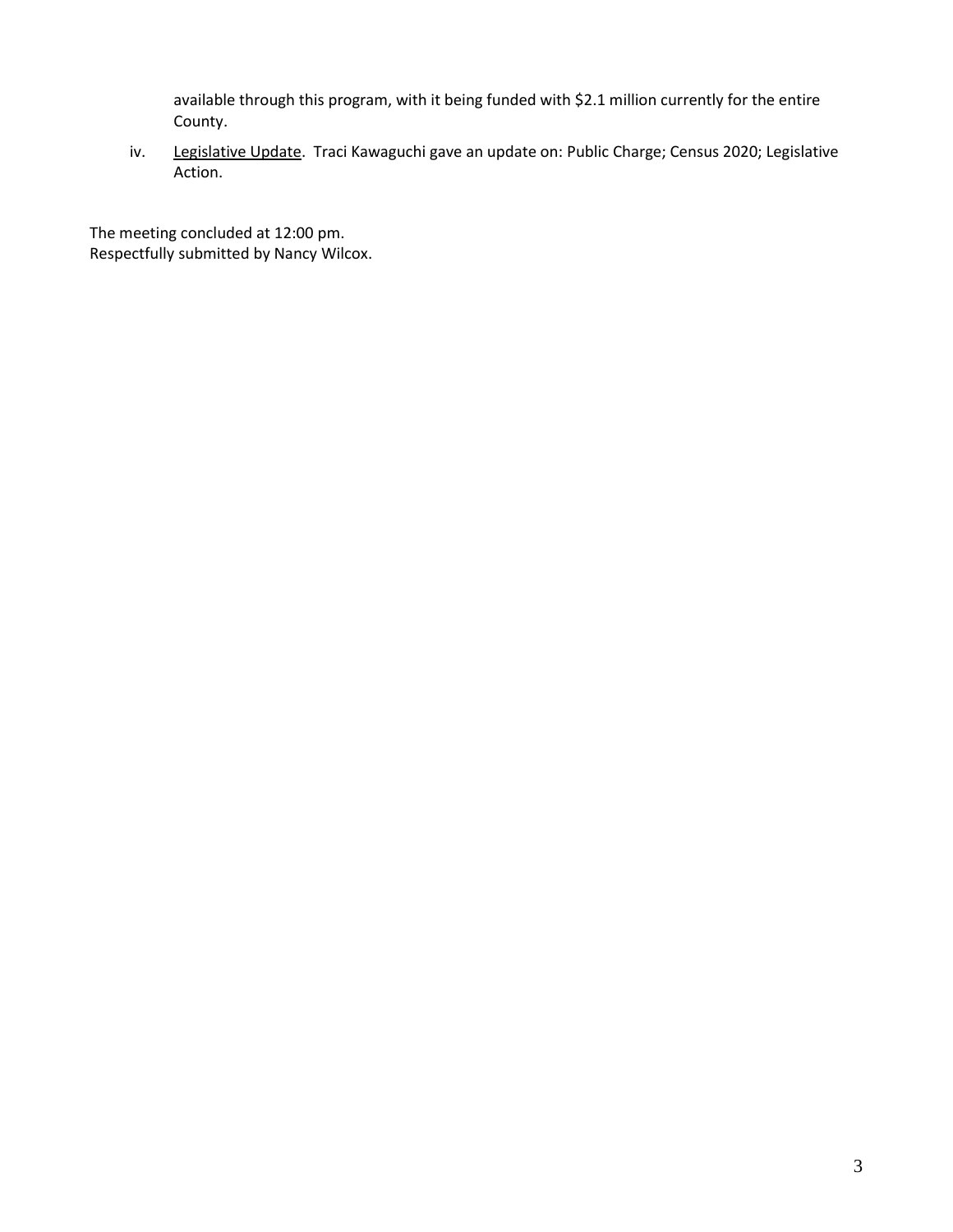available through this program, with it being funded with $2.1 million currently for the entire County.

iv. Legislative Update. Traci Kawaguchi gave an update on: Public Charge; Census 2020; Legislative Action.

The meeting concluded at 12:00 pm.
Respectfully submitted by Nancy Wilcox.